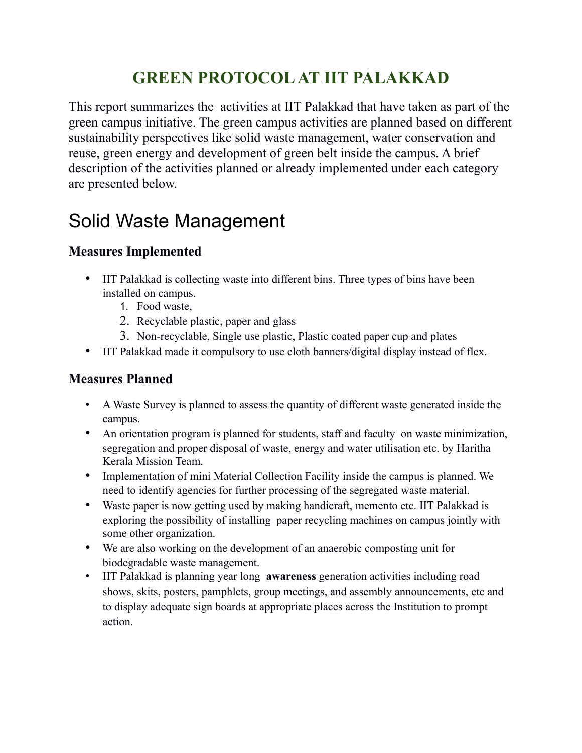# GREEN PROTOCOL AT IIT PALAKKAD

This report summarizes the activities at IIT Palakkad that have taken as part of the green campus initiative. The green campus activities are planned based on different sustainability perspectives like solid waste management, water conservation and reuse, green energy and development of green belt inside the campus. A brief description of the activities planned or already implemented under each category are presented below.

## Solid Waste Management

### Measures Implemented

- IIT Palakkad is collecting waste into different bins. Three types of bins have been installed on campus.
    1. Food waste,
    2. Recyclable plastic, paper and glass
    3. Non-recyclable, Single use plastic, Plastic coated paper cup and plates
- IIT Palakkad made it compulsory to use cloth banners/digital display instead of flex.

### Measures Planned

- A Waste Survey is planned to assess the quantity of different waste generated inside the campus.
- An orientation program is planned for students, staff and faculty on waste minimization, segregation and proper disposal of waste, energy and water utilisation etc. by Haritha Kerala Mission Team.
- Implementation of mini Material Collection Facility inside the campus is planned. We need to identify agencies for further processing of the segregated waste material.
- Waste paper is now getting used by making handicraft, memento etc. IIT Palakkad is exploring the possibility of installing paper recycling machines on campus jointly with some other organization.
- We are also working on the development of an anaerobic composting unit for biodegradable waste management.
- IIT Palakkad is planning year long **awareness** generation activities including road shows, skits, posters, pamphlets, group meetings, and assembly announcements, etc and to display adequate sign boards at appropriate places across the Institution to prompt action.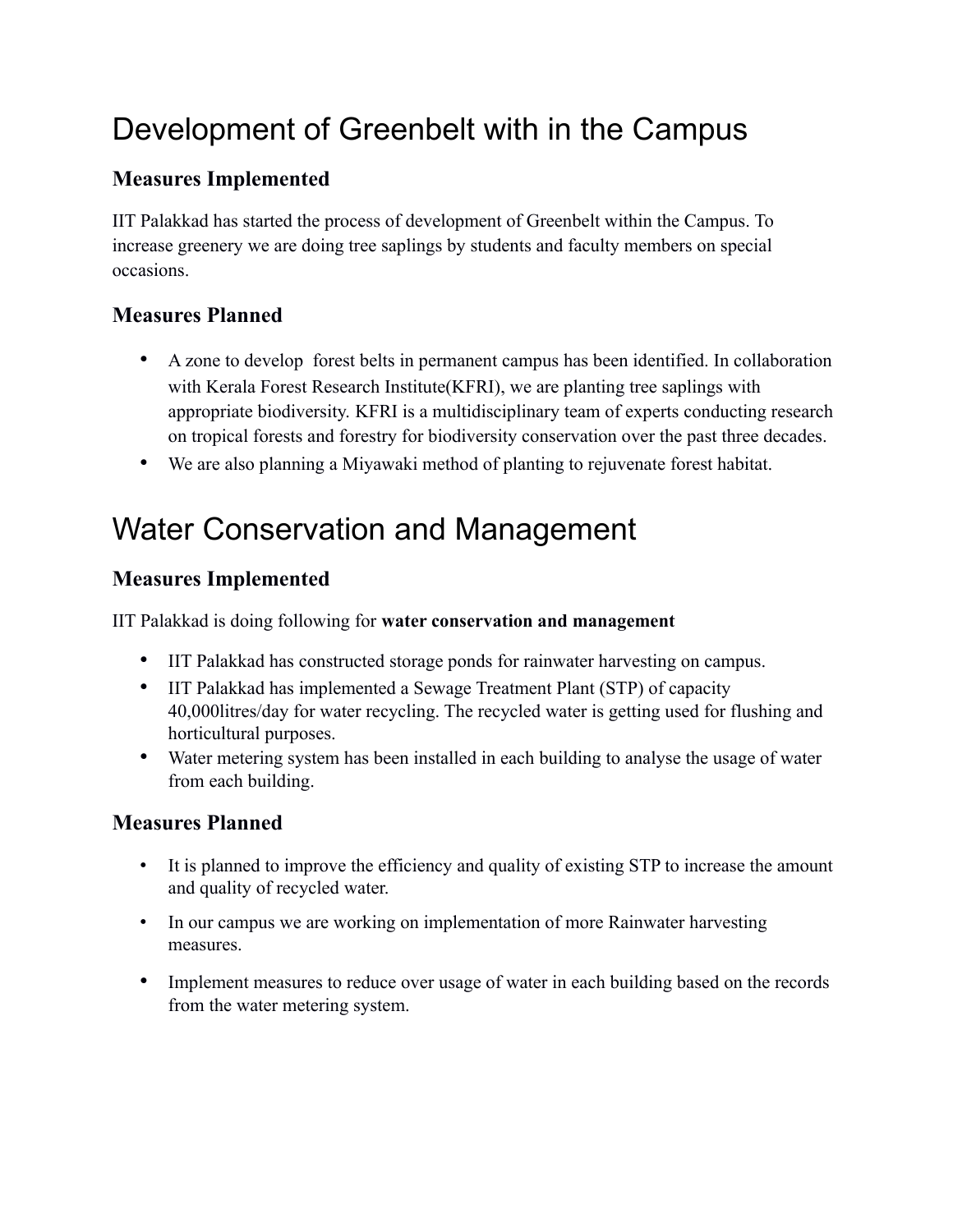# Development of Greenbelt with in the Campus

## Measures Implemented

IIT Palakkad has started the process of development of Greenbelt within the Campus. To increase greenery we are doing tree saplings by students and faculty members on special occasions.

## Measures Planned

- A zone to develop forest belts in permanent campus has been identified. In collaboration with Kerala Forest Research Institute(KFRI), we are planting tree saplings with appropriate biodiversity. KFRI is a multidisciplinary team of experts conducting research on tropical forests and forestry for biodiversity conservation over the past three decades.
- We are also planning a Miyawaki method of planting to rejuvenate forest habitat.

# Water Conservation and Management

## Measures Implemented

IIT Palakkad is doing following for **water conservation and management**

- IIT Palakkad has constructed storage ponds for rainwater harvesting on campus.
- IIT Palakkad has implemented a Sewage Treatment Plant (STP) of capacity 40,000litres/day for water recycling. The recycled water is getting used for flushing and horticultural purposes.
- Water metering system has been installed in each building to analyse the usage of water from each building.

## Measures Planned

- It is planned to improve the efficiency and quality of existing STP to increase the amount and quality of recycled water.
- In our campus we are working on implementation of more Rainwater harvesting measures.
- Implement measures to reduce over usage of water in each building based on the records from the water metering system.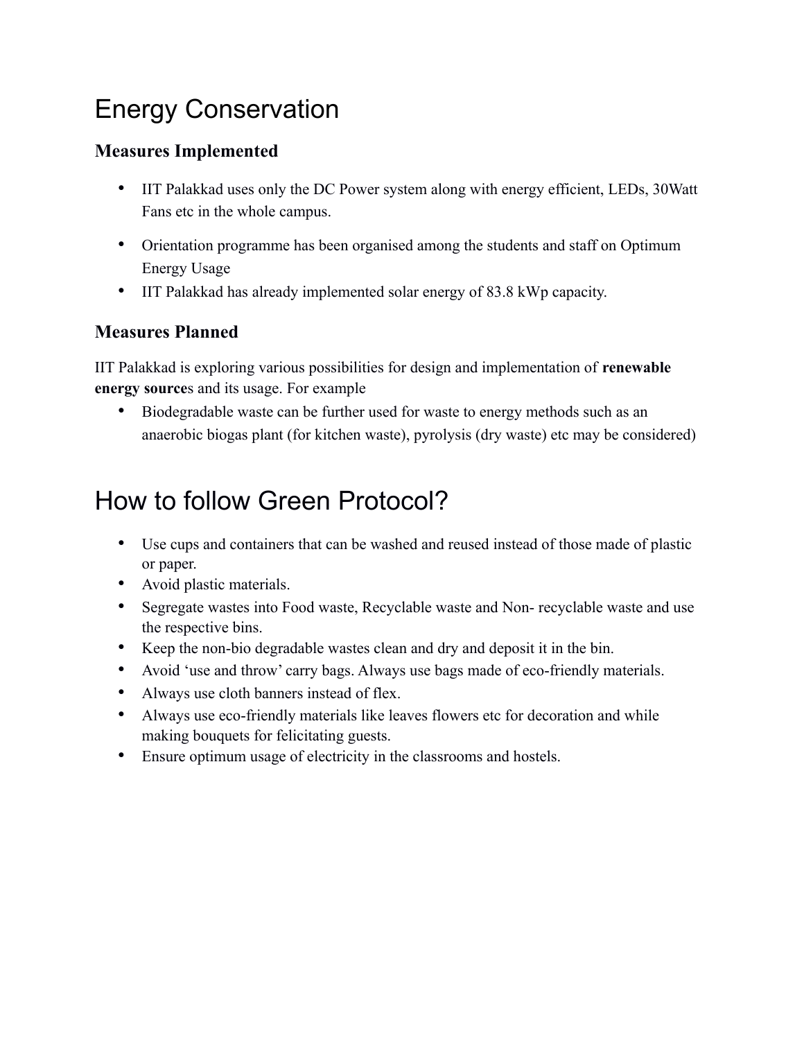# Energy Conservation

### Measures Implemented

- IIT Palakkad uses only the DC Power system along with energy efficient, LEDs, 30Watt Fans etc in the whole campus.
- Orientation programme has been organised among the students and staff on Optimum Energy Usage
- IIT Palakkad has already implemented solar energy of 83.8 kWp capacity.

### Measures Planned

IIT Palakkad is exploring various possibilities for design and implementation of **renewable energy source**s and its usage. For example

- Biodegradable waste can be further used for waste to energy methods such as an anaerobic biogas plant (for kitchen waste), pyrolysis (dry waste) etc may be considered)

# How to follow Green Protocol?

- Use cups and containers that can be washed and reused instead of those made of plastic or paper.
- Avoid plastic materials.
- Segregate wastes into Food waste, Recyclable waste and Non- recyclable waste and use the respective bins.
- Keep the non-bio degradable wastes clean and dry and deposit it in the bin.
- Avoid 'use and throw' carry bags. Always use bags made of eco-friendly materials.
- Always use cloth banners instead of flex.
- Always use eco-friendly materials like leaves flowers etc for decoration and while making bouquets for felicitating guests.
- Ensure optimum usage of electricity in the classrooms and hostels.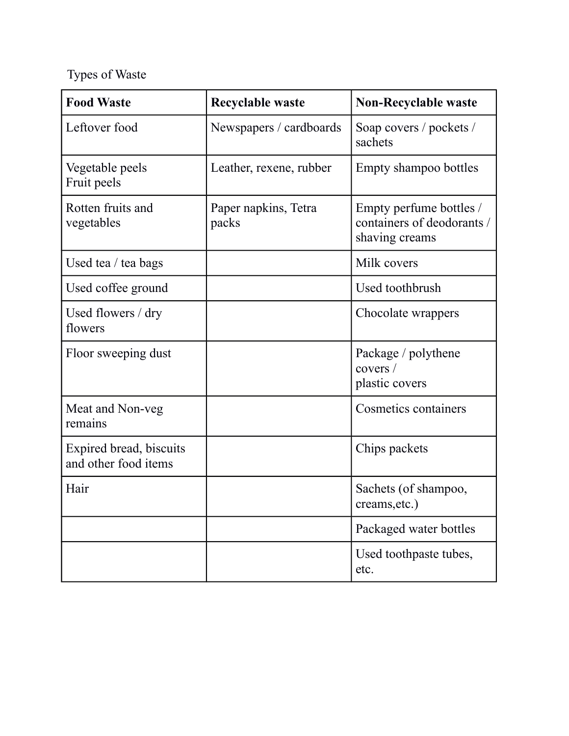Types of Waste

| **Food Waste** | **Recyclable waste** | **Non-Recyclable waste** |
|---|---|---|
| Leftover food | Newspapers / cardboards | Soap covers / pockets / sachets |
| Vegetable peels<br>Fruit peels | Leather, rexene, rubber | Empty shampoo bottles |
| Rotten fruits and vegetables | Paper napkins, Tetra packs | Empty perfume bottles / containers of deodorants / shaving creams |
| Used tea / tea bags | | Milk covers |
| Used coffee ground | | Used toothbrush |
| Used flowers / dry flowers | | Chocolate wrappers |
| Floor sweeping dust | | Package / polythene covers /<br>plastic covers |
| Meat and Non-veg remains | | Cosmetics containers |
| Expired bread, biscuits and other food items | | Chips packets |
| Hair | | Sachets (of shampoo, creams,etc.) |
| | | Packaged water bottles |
| | | Used toothpaste tubes, etc. |